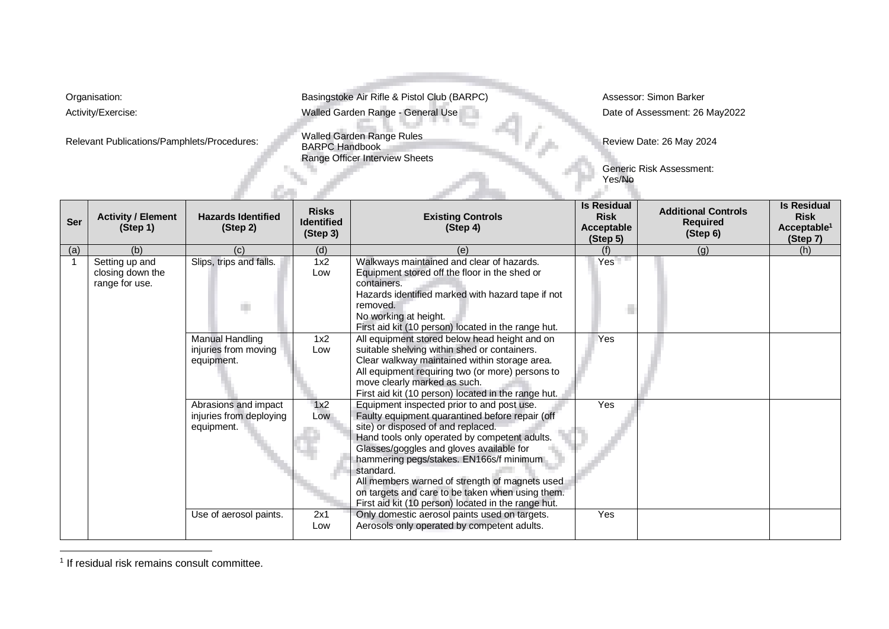Organisation: Basingstoke Air Rifle & Pistol Club (BARPC)

Activity/Exercise: Walled Garden Range - General Use

Relevant Publications/Pamphlets/Procedures: Walled Garden Range Rules, BARPC Handbook, Range Officer Interview Sheets

Assessor: Simon Barker

Date of Assessment: 26 May2022

Review Date: 26 May 2024

Generic Risk Assessment: Yes/~~No~~

| Ser | Activity / Element (Step 1) | Hazards Identified (Step 2) | Risks Identified (Step 3) | Existing Controls (Step 4) | Is Residual Risk Acceptable (Step 5) | Additional Controls Required (Step 6) | Is Residual Risk Acceptable[1] (Step 7) |
|---|---|---|---|---|---|---|---|
| (a) | (b) | (c) | (d) | (e) | (f) | (g) | (h) |
| 1 | Setting up and closing down the range for use. | Slips, trips and falls. | 1x2 Low | Walkways maintained and clear of hazards. Equipment stored off the floor in the shed or containers. Hazards identified marked with hazard tape if not removed. No working at height. First aid kit (10 person) located in the range hut. | Yes | | |
| | | Manual Handling injuries from moving equipment. | 1x2 Low | All equipment stored below head height and on suitable shelving within shed or containers. Clear walkway maintained within storage area. All equipment requiring two (or more) persons to move clearly marked as such. First aid kit (10 person) located in the range hut. | Yes | | |
| | | Abrasions and impact injuries from deploying equipment. | 1x2 Low | Equipment inspected prior to and post use. Faulty equipment quarantined before repair (off site) or disposed of and replaced. Hand tools only operated by competent adults. Glasses/goggles and gloves available for hammering pegs/stakes. EN166s/f minimum standard. All members warned of strength of magnets used on targets and care to be taken when using them. First aid kit (10 person) located in the range hut. | Yes | | |
| | | Use of aerosol paints. | 2x1 Low | Only domestic aerosol paints used on targets. Aerosols only operated by competent adults. | Yes | | |

[1] If residual risk remains consult committee.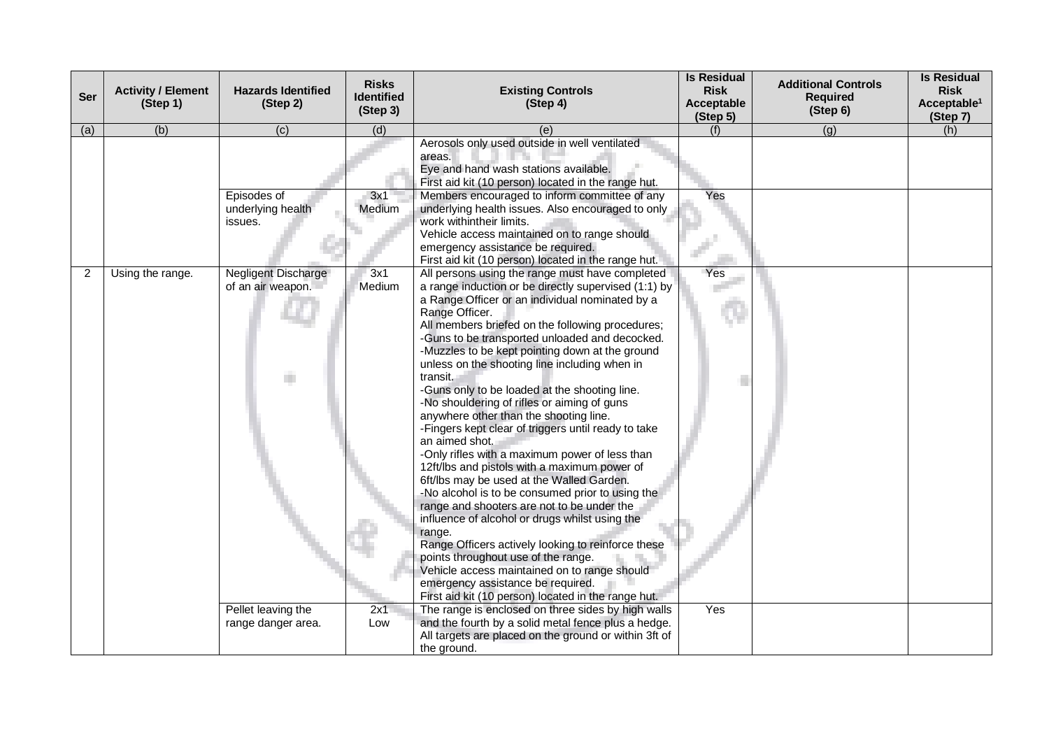| Ser | Activity / Element (Step 1) | Hazards Identified (Step 2) | Risks Identified (Step 3) | Existing Controls (Step 4) | Is Residual Risk Acceptable (Step 5) | Additional Controls Required (Step 6) | Is Residual Risk Acceptable[1] (Step 7) |
|---|---|---|---|---|---|---|---|
| (a) | (b) | (c) | (d) | (e) | (f) | (g) | (h) |
| | | | | Aerosols only used outside in well ventilated areas.<br>Eye and hand wash stations available.<br>First aid kit (10 person) located in the range hut. | | | |
| | | Episodes of underlying health issues. | 3x1 Medium | Members encouraged to inform committee of any underlying health issues. Also encouraged to only work withintheir limits.<br>Vehicle access maintained on to range should emergency assistance be required.<br>First aid kit (10 person) located in the range hut. | Yes | | |
| 2 | Using the range. | Negligent Discharge of an air weapon. | 3x1 Medium | All persons using the range must have completed a range induction or be directly supervised (1:1) by a Range Officer or an individual nominated by a Range Officer.<br>All members briefed on the following procedures;<br>-Guns to be transported unloaded and decocked.<br>-Muzzles to be kept pointing down at the ground unless on the shooting line including when in transit.<br>-Guns only to be loaded at the shooting line.<br>-No shouldering of rifles or aiming of guns anywhere other than the shooting line.<br>-Fingers kept clear of triggers until ready to take an aimed shot.<br>-Only rifles with a maximum power of less than 12ft/lbs and pistols with a maximum power of 6ft/lbs may be used at the Walled Garden.<br>-No alcohol is to be consumed prior to using the range and shooters are not to be under the influence of alcohol or drugs whilst using the range.<br>Range Officers actively looking to reinforce these points throughout use of the range.<br>Vehicle access maintained on to range should emergency assistance be required.<br>First aid kit (10 person) located in the range hut. | Yes | | |
| | | Pellet leaving the range danger area. | 2x1 Low | The range is enclosed on three sides by high walls and the fourth by a solid metal fence plus a hedge.<br>All targets are placed on the ground or within 3ft of the ground. | Yes | | |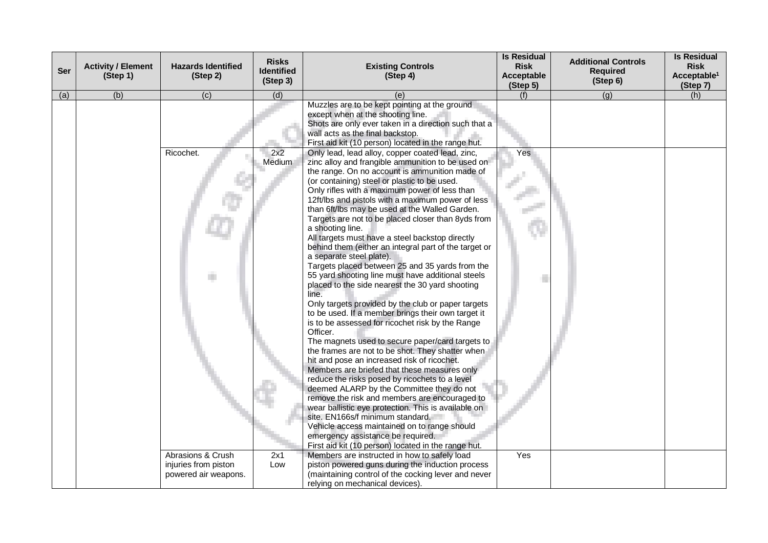| Ser | Activity / Element (Step 1) | Hazards Identified (Step 2) | Risks Identified (Step 3) | Existing Controls (Step 4) | Is Residual Risk Acceptable (Step 5) | Additional Controls Required (Step 6) | Is Residual Risk Acceptable[1] (Step 7) |
|---|---|---|---|---|---|---|---|
| (a) | (b) | (c) | (d) | (e) | (f) | (g) | (h) |
| | | | | Muzzles are to be kept pointing at the ground except when at the shooting line.<br>Shots are only ever taken in a direction such that a wall acts as the final backstop.<br>First aid kit (10 person) located in the range hut. | | | |
| | | Ricochet. | 2x2 Medium | Only lead, lead alloy, copper coated lead, zinc, zinc alloy and frangible ammunition to be used on the range. On no account is ammunition made of (or containing) steel or plastic to be used.<br>Only rifles with a maximum power of less than 12ft/lbs and pistols with a maximum power of less than 6ft/lbs may be used at the Walled Garden.<br>Targets are not to be placed closer than 8yds from a shooting line.<br>All targets must have a steel backstop directly behind them (either an integral part of the target or a separate steel plate).<br>Targets placed between 25 and 35 yards from the 55 yard shooting line must have additional steels placed to the side nearest the 30 yard shooting line.<br>Only targets provided by the club or paper targets to be used. If a member brings their own target it is to be assessed for ricochet risk by the Range Officer.<br>The magnets used to secure paper/card targets to the frames are not to be shot. They shatter when hit and pose an increased risk of ricochet.<br>Members are briefed that these measures only reduce the risks posed by ricochets to a level deemed ALARP by the Committee they do not remove the risk and members are encouraged to wear ballistic eye protection. This is available on site. EN166s/f minimum standard.<br>Vehicle access maintained on to range should emergency assistance be required.<br>First aid kit (10 person) located in the range hut. | Yes | | |
| | | Abrasions & Crush injuries from piston powered air weapons. | 2x1 Low | Members are instructed in how to safely load piston powered guns during the induction process (maintaining control of the cocking lever and never relying on mechanical devices). | Yes | | |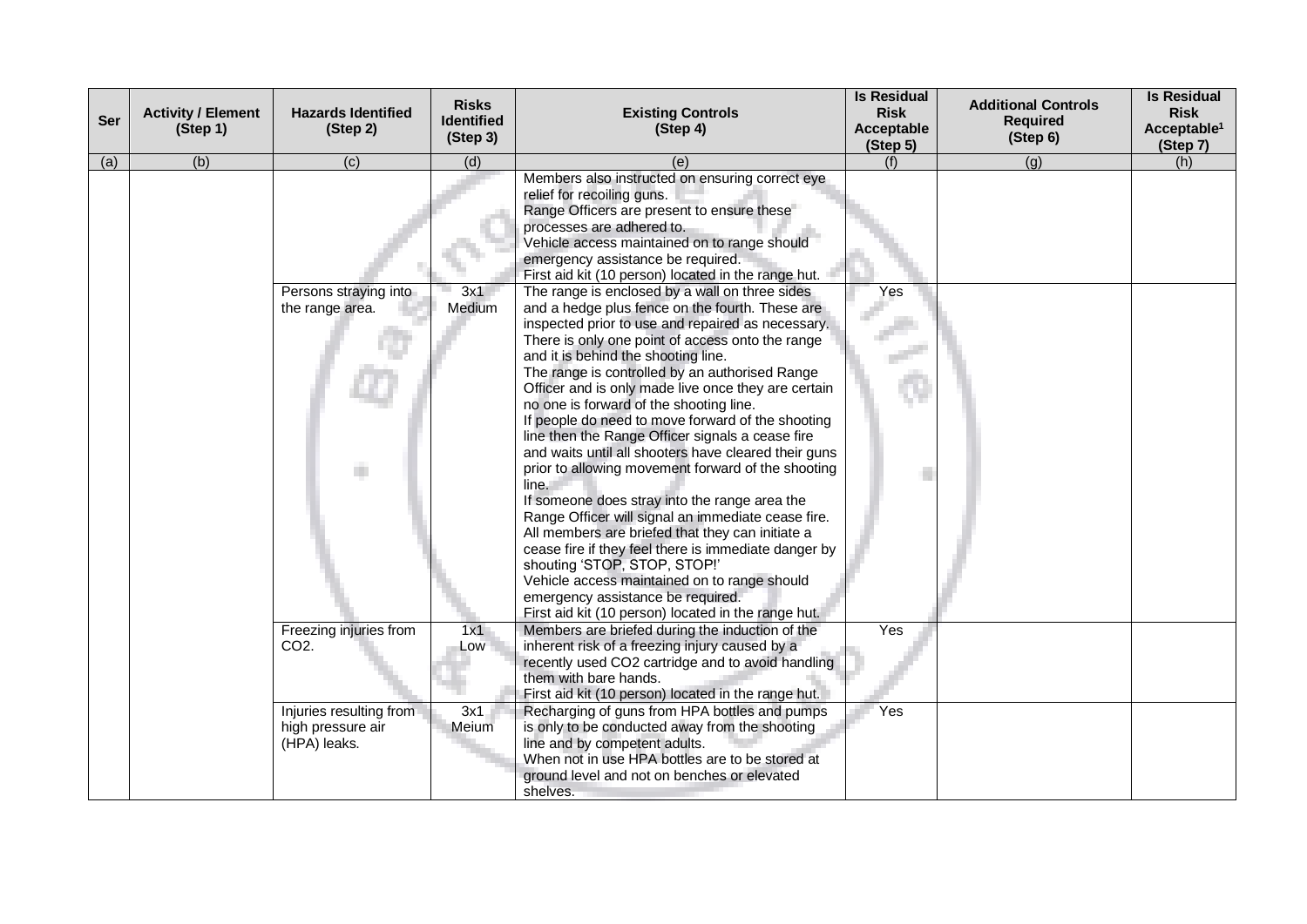| Ser | Activity / Element (Step 1) | Hazards Identified (Step 2) | Risks Identified (Step 3) | Existing Controls (Step 4) | Is Residual Risk Acceptable (Step 5) | Additional Controls Required (Step 6) | Is Residual Risk Acceptable[1] (Step 7) |
|---|---|---|---|---|---|---|---|
| (a) | (b) | (c) | (d) | (e) | (f) | (g) | (h) |
| | | | | Members also instructed on ensuring correct eye relief for recoiling guns.<br>Range Officers are present to ensure these processes are adhered to.<br>Vehicle access maintained on to range should emergency assistance be required.<br>First aid kit (10 person) located in the range hut. | | | |
| | | Persons straying into the range area. | 3x1 Medium | The range is enclosed by a wall on three sides and a hedge plus fence on the fourth. These are inspected prior to use and repaired as necessary.<br>There is only one point of access onto the range and it is behind the shooting line.<br>The range is controlled by an authorised Range Officer and is only made live once they are certain no one is forward of the shooting line.<br>If people do need to move forward of the shooting line then the Range Officer signals a cease fire and waits until all shooters have cleared their guns prior to allowing movement forward of the shooting line.<br>If someone does stray into the range area the Range Officer will signal an immediate cease fire.<br>All members are briefed that they can initiate a cease fire if they feel there is immediate danger by shouting 'STOP, STOP, STOP!'<br>Vehicle access maintained on to range should emergency assistance be required.<br>First aid kit (10 person) located in the range hut. | Yes | | |
| | | Freezing injuries from $CO_2$. | 1x1 Low | Members are briefed during the induction of the inherent risk of a freezing injury caused by a recently used $CO_2$ cartridge and to avoid handling them with bare hands.<br>First aid kit (10 person) located in the range hut. | Yes | | |
| | | Injuries resulting from high pressure air (HPA) leaks. | 3x1 Meium | Recharging of guns from HPA bottles and pumps is only to be conducted away from the shooting line and by competent adults.<br>When not in use HPA bottles are to be stored at ground level and not on benches or elevated shelves. | Yes | | |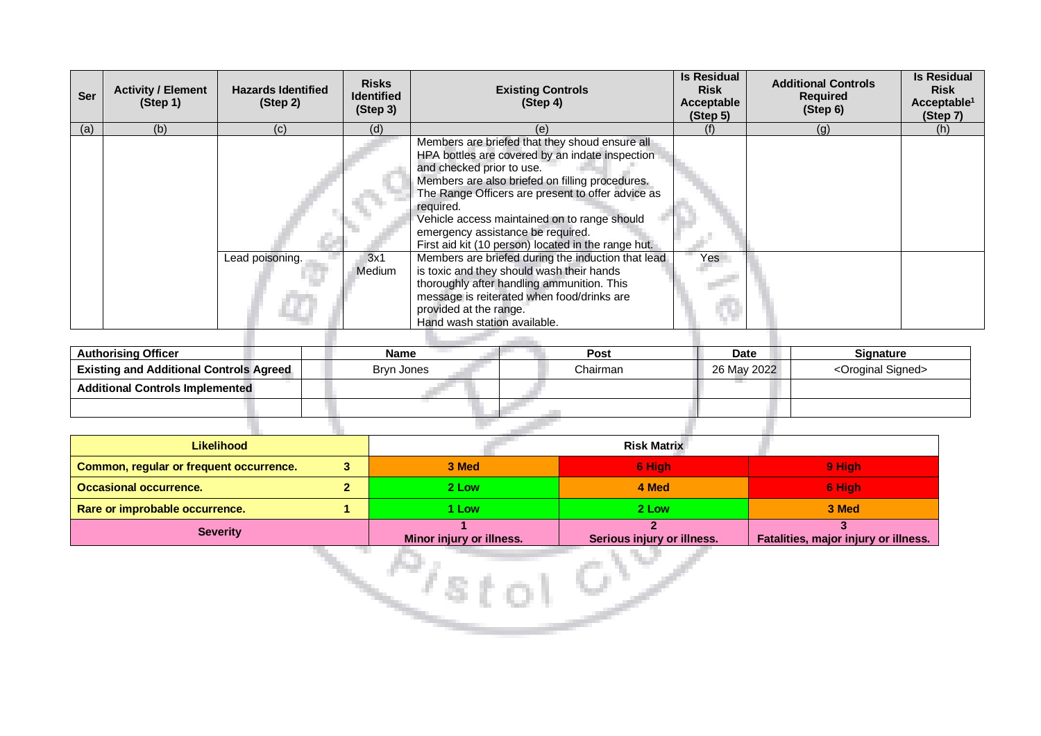| Ser | Activity / Element (Step 1) | Hazards Identified (Step 2) | Risks Identified (Step 3) | Existing Controls (Step 4) | Is Residual Risk Acceptable (Step 5) | Additional Controls Required (Step 6) | Is Residual Risk Acceptable[1] (Step 7) |
|---|---|---|---|---|---|---|---|
| (a) | (b) | (c) | (d) | (e) | (f) | (g) | (h) |
| | | | | Members are briefed that they shoud ensure all HPA bottles are covered by an indate inspection and checked prior to use. Members are also briefed on filling procedures. The Range Officers are present to offer advice as required. Vehicle access maintained on to range should emergency assistance be required. First aid kit (10 person) located in the range hut. | | | |
| | | Lead poisoning. | 3x1 Medium | Members are briefed during the induction that lead is toxic and they should wash their hands thoroughly after handling ammunition. This message is reiterated when food/drinks are provided at the range. Hand wash station available. | Yes | | |

| Authorising Officer | Name | Post | Date | Signature |
|---|---|---|---|---|
| **Existing and Additional Controls Agreed** | Bryn Jones | Chairman | 26 May 2022 | <Oroginal Signed> |
| **Additional Controls Implemented** | | | | |
| | | | | |

| Likelihood | | Risk Matrix | | |
|---|---|---|---|---|
| **Common, regular or frequent occurrence.** | **3** | **3 Med** | **6 High** | **9 High** |
| **Occasional occurrence.** | **2** | **2 Low** | **4 Med** | **6 High** |
| **Rare or improbable occurrence.** | **1** | **1 Low** | **2 Low** | **3 Med** |
| **Severity** | | **1** **Minor injury or illness.** | **2** **Serious injury or illness.** | **3** **Fatalities, major injury or illness.** |